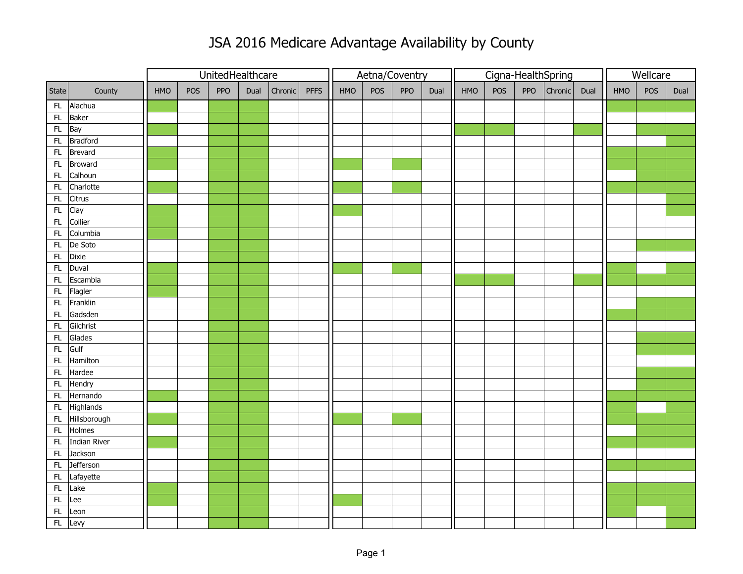# JSA 2016 Medicare Advantage Availability by County

| | | UnitedHealthcare | | | | | | Aetna/Coventry | | | | Cigna-HealthSpring | | | | | Wellcare | | |
|---|---|---|---|---|---|---|---|---|---|---|---|---|---|---|---|---|---|---|---|
| State | County | HMO | POS | PPO | Dual | Chronic | PFFS | HMO | POS | PPO | Dual | HMO | POS | PPO | Chronic | Dual | HMO | POS | Dual |
| FL | Alachua | X | | X | X | | | | | | | | | | | | X | X | X |
| FL | Baker | | | X | X | | | | | | | | | | | | | | |
| FL | Bay | X | | X | X | | | | | | | X | X | | | X | | X | X |
| FL | Bradford | | | X | X | | | | | | | | | | | | | | X |
| FL | Brevard | X | | X | X | | | | | | | | | | | | X | X | X |
| FL | Broward | X | | X | X | | | X | | X | | | | | | | X | X | X |
| FL | Calhoun | | | X | X | | | | | | | | | | | | | X | X |
| FL | Charlotte | X | | X | X | | | X | | X | | | | | | | X | X | X |
| FL | Citrus | | | X | X | | | | | | | | | | | | | | X |
| FL | Clay | X | | X | X | | | X | | | | | | | | | | | X |
| FL | Collier | X | | X | X | | | | | | | | | | | | | | |
| FL | Columbia | X | | X | X | | | | | | | | | | | | | | |
| FL | De Soto | | | X | X | | | | | | | | | | | | | X | X |
| FL | Dixie | | | X | X | | | | | | | | | | | | | | |
| FL | Duval | X | | X | X | | | X | | X | | | | | | | X | | X |
| FL | Escambia | X | | X | X | | | | | | | X | X | | | X | X | X | X |
| FL | Flagler | X | | X | X | | | | | | | | | | | | | | |
| FL | Franklin | | | X | X | | | | | | | | | | | | | X | X |
| FL | Gadsden | | | X | X | | | | | | | | | | | | X | X | X |
| FL | Gilchrist | | | X | X | | | | | | | | | | | | | | |
| FL | Glades | | | X | X | | | | | | | | | | | | | X | X |
| FL | Gulf | | | X | X | | | | | | | | | | | | | X | X |
| FL | Hamilton | | | X | X | | | | | | | | | | | | | | |
| FL | Hardee | | | X | X | | | | | | | | | | | | | X | X |
| FL | Hendry | | | X | X | | | | | | | | | | | | | X | X |
| FL | Hernando | X | | X | X | | | | | | | | | | | | X | X | X |
| FL | Highlands | | | X | X | | | | | | | | | | | | X | | X |
| FL | Hillsborough | X | | X | X | | | X | | X | | | | | | | X | X | X |
| FL | Holmes | | | X | X | | | | | | | | | | | | | X | X |
| FL | Indian River | X | | X | X | | | | | | | | | | | | X | X | X |
| FL | Jackson | | | X | X | | | | | | | | | | | | | | |
| FL | Jefferson | | | X | X | | | | | | | | | | | | X | X | X |
| FL | Lafayette | | | X | X | | | | | | | | | | | | | | |
| FL | Lake | X | | X | X | | | | | | | | | | | | X | X | X |
| FL | Lee | X | | X | X | | | X | | | | | | | | | X | X | X |
| FL | Leon | | | X | X | | | | | | | | | | | | X | | X |
| FL | Levy | | | X | X | | | | | | | | | | | | | | X |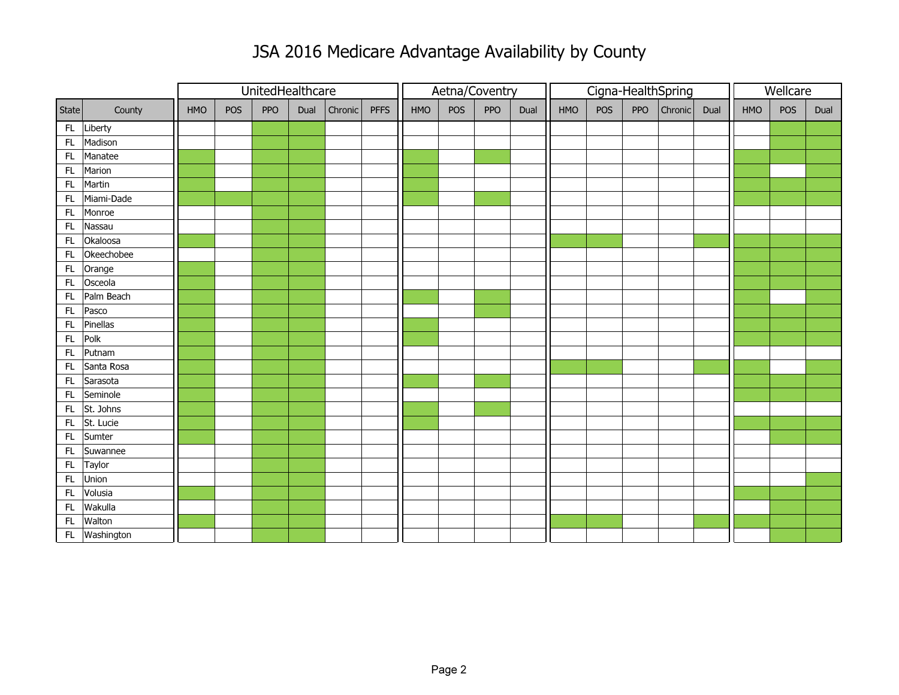# JSA 2016 Medicare Advantage Availability by County

Green-shaded (available) cells are marked X.

| | | UnitedHealthcare | | | | | | Aetna/Coventry | | | | Cigna-HealthSpring | | | | | Wellcare | | |
|---|---|---|---|---|---|---|---|---|---|---|---|---|---|---|---|---|---|---|---|
| State | County | HMO | POS | PPO | Dual | Chronic | PFFS | HMO | POS | PPO | Dual | HMO | POS | PPO | Chronic | Dual | HMO | POS | Dual |
| FL | Liberty | | | X | X | | | | | | | | | | | | | X | X |
| FL | Madison | | | X | X | | | | | | | | | | | | | X | X |
| FL | Manatee | X | | X | X | | | X | | X | | | | | | | X | X | X |
| FL | Marion | X | | X | X | | | X | | | | | | | | | X | | X |
| FL | Martin | X | | X | X | | | X | | | | | | | | | X | X | X |
| FL | Miami-Dade | X | X | X | X | | | X | | X | | | | | | | X | X | X |
| FL | Monroe | | | X | X | | | | | | | | | | | | | | |
| FL | Nassau | | | X | X | | | | | | | | | | | | | | |
| FL | Okaloosa | X | | X | X | | | | | | | X | X | | | X | X | X | X |
| FL | Okeechobee | | | X | X | | | | | | | | | | | | X | X | X |
| FL | Orange | X | | X | X | | | | | | | | | | | | X | X | X |
| FL | Osceola | X | | X | X | | | | | | | | | | | | X | X | X |
| FL | Palm Beach | X | | X | X | | | X | | X | | | | | | | X | | X |
| FL | Pasco | X | | X | X | | | | | X | | | | | | | X | X | X |
| FL | Pinellas | X | | X | X | | | X | | | | | | | | | X | X | X |
| FL | Polk | X | | X | X | | | X | | | | | | | | | X | X | X |
| FL | Putnam | X | | X | X | | | | | | | | | | | | | | |
| FL | Santa Rosa | X | | X | X | | | | | | | X | X | | | X | X | | X |
| FL | Sarasota | X | | X | X | | | X | | X | | | | | | | X | X | X |
| FL | Seminole | X | | X | X | | | | | | | | | | | | X | X | X |
| FL | St. Johns | X | | X | X | | | X | | X | | | | | | | | | |
| FL | St. Lucie | X | | X | X | | | X | | | | | | | | | X | X | X |
| FL | Sumter | X | | X | X | | | | | | | | | | | | | X | X |
| FL | Suwannee | | | X | X | | | | | | | | | | | | | | |
| FL | Taylor | | | X | X | | | | | | | | | | | | | | |
| FL | Union | | | X | X | | | | | | | | | | | | | | X |
| FL | Volusia | X | | X | X | | | | | | | | | | | | X | X | X |
| FL | Wakulla | | | X | X | | | | | | | | | | | | | X | X |
| FL | Walton | X | | X | X | | | | | | | X | X | | | X | X | X | X |
| FL | Washington | | | X | X | | | | | | | | | | | | | X | X |